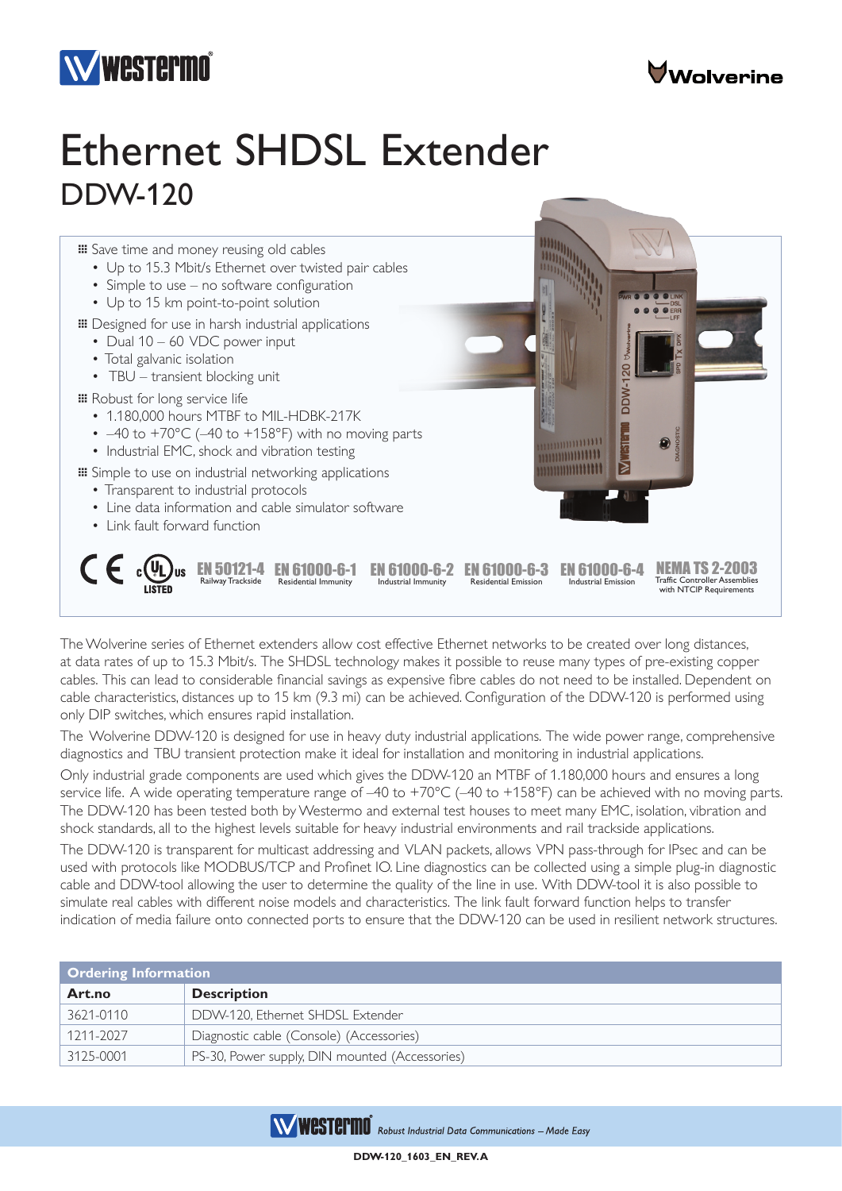# Ethernet SHDSL Extender

## DDW-120

- Save time and money reusing old cables
  - Up to 15.3 Mbit/s Ethernet over twisted pair cables
  - Simple to use – no software configuration
  - Up to 15 km point-to-point solution
- Designed for use in harsh industrial applications
  - Dual 10 – 60 VDC power input
  - Total galvanic isolation
  - TBU – transient blocking unit
- Robust for long service life
  - 1.180,000 hours MTBF to MIL-HDBK-217K
  - –40 to +70°C (–40 to +158°F) with no moving parts
  - Industrial EMC, shock and vibration testing
- Simple to use on industrial networking applications
  - Transparent to industrial protocols
  - Line data information and cable simulator software
  - Link fault forward function

CE | cULus LISTED | EN 50121-4 Railway Trackside | EN 61000-6-1 Residential Immunity | EN 61000-6-2 Industrial Immunity | EN 61000-6-3 Residential Emission | EN 61000-6-4 Industrial Emission | NEMA TS 2-2003 Traffic Controller Assemblies with NTCIP Requirements

The Wolverine series of Ethernet extenders allow cost effective Ethernet networks to be created over long distances, at data rates of up to 15.3 Mbit/s. The SHDSL technology makes it possible to reuse many types of pre-existing copper cables. This can lead to considerable financial savings as expensive fibre cables do not need to be installed. Dependent on cable characteristics, distances up to 15 km (9.3 mi) can be achieved. Configuration of the DDW-120 is performed using only DIP switches, which ensures rapid installation.

The Wolverine DDW-120 is designed for use in heavy duty industrial applications. The wide power range, comprehensive diagnostics and TBU transient protection make it ideal for installation and monitoring in industrial applications.

Only industrial grade components are used which gives the DDW-120 an MTBF of 1.180,000 hours and ensures a long service life. A wide operating temperature range of –40 to +70°C (–40 to +158°F) can be achieved with no moving parts. The DDW-120 has been tested both by Westermo and external test houses to meet many EMC, isolation, vibration and shock standards, all to the highest levels suitable for heavy industrial environments and rail trackside applications.

The DDW-120 is transparent for multicast addressing and VLAN packets, allows VPN pass-through for IPsec and can be used with protocols like MODBUS/TCP and Profinet IO. Line diagnostics can be collected using a simple plug-in diagnostic cable and DDW-tool allowing the user to determine the quality of the line in use. With DDW-tool it is also possible to simulate real cables with different noise models and characteristics. The link fault forward function helps to transfer indication of media failure onto connected ports to ensure that the DDW-120 can be used in resilient network structures.

**Ordering Information**

| Art.no | Description |
|---|---|
| 3621-0110 | DDW-120, Ethernet SHDSL Extender |
| 1211-2027 | Diagnostic cable (Console) (Accessories) |
| 3125-0001 | PS-30, Power supply, DIN mounted (Accessories) |

*Robust Industrial Data Communications – Made Easy*

DDW-120_1603_EN_REV.A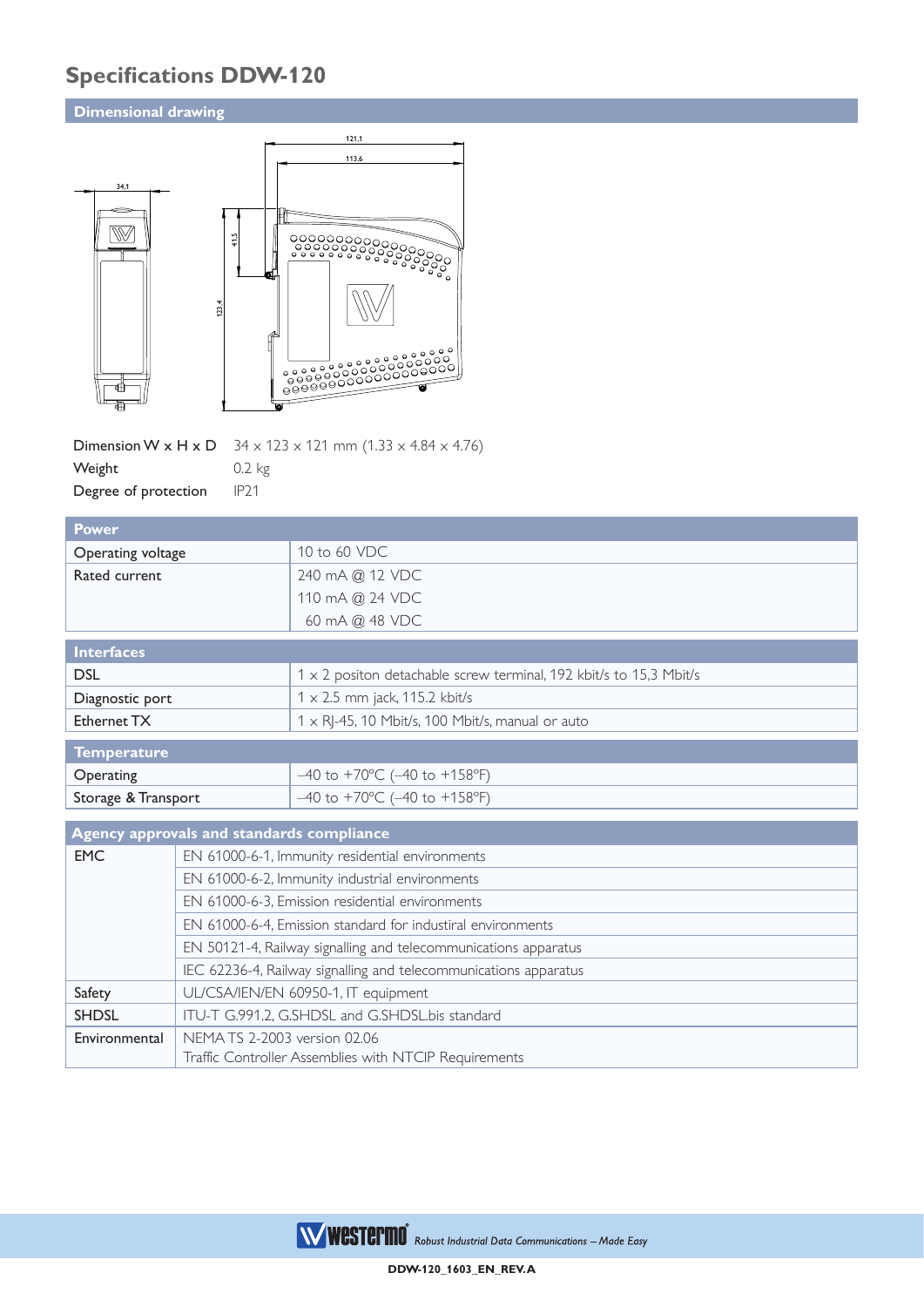# Specifications DDW-120

## Dimensional drawing

121,1

113,6

34,1

41,5

123,4

| | |
|---|---|
| Dimension W x H x D | 34 x 123 x 121 mm (1.33 x 4.84 x 4.76) |
| Weight | 0.2 kg |
| Degree of protection | IP21 |

| Power | |
|---|---|
| Operating voltage | 10 to 60 VDC |
| Rated current | 240 mA @ 12 VDC<br>110 mA @ 24 VDC<br>60 mA @ 48 VDC |

| Interfaces | |
|---|---|
| DSL | 1 x 2 positon detachable screw terminal, 192 kbit/s to 15,3 Mbit/s |
| Diagnostic port | 1 x 2.5 mm jack, 115.2 kbit/s |
| Ethernet TX | 1 x RJ-45, 10 Mbit/s, 100 Mbit/s, manual or auto |

| Temperature | |
|---|---|
| Operating | –40 to +70°C (–40 to +158°F) |
| Storage & Transport | –40 to +70°C (–40 to +158°F) |

| Agency approvals and standards compliance | |
|---|---|
| EMC | EN 61000-6-1, Immunity residential environments |
| | EN 61000-6-2, Immunity industrial environments |
| | EN 61000-6-3, Emission residential environments |
| | EN 61000-6-4, Emission standard for industiral environments |
| | EN 50121-4, Railway signalling and telecommunications apparatus |
| | IEC 62236-4, Railway signalling and telecommunications apparatus |
| Safety | UL/CSA/IEN/EN 60950-1, IT equipment |
| SHDSL | ITU-T G.991.2, G.SHDSL and G.SHDSL.bis standard |
| Environmental | NEMA TS 2-2003 version 02.06<br>Traffic Controller Assemblies with NTCIP Requirements |

westermo *Robust Industrial Data Communications – Made Easy*

DDW-120_1603_EN_REV.A